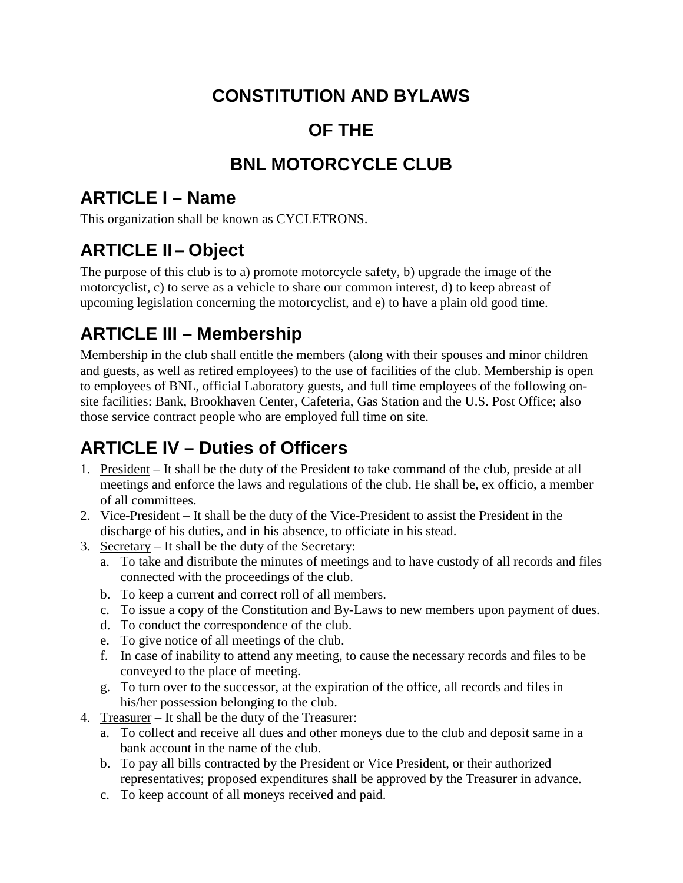# CONSTITUTION AND BYLAWS

# OF THE

# BNL MOTORCYCLE CLUB

## ARTICLE I – Name

This organization shall be known as <u>CYCLETRONS</u>.

## ARTICLE II – Object

The purpose of this club is to a) promote motorcycle safety, b) upgrade the image of the motorcyclist, c) to serve as a vehicle to share our common interest, d) to keep abreast of upcoming legislation concerning the motorcyclist, and e) to have a plain old good time.

## ARTICLE III – Membership

Membership in the club shall entitle the members (along with their spouses and minor children and guests, as well as retired employees) to the use of facilities of the club. Membership is open to employees of BNL, official Laboratory guests, and full time employees of the following on-site facilities: Bank, Brookhaven Center, Cafeteria, Gas Station and the U.S. Post Office; also those service contract people who are employed full time on site.

## ARTICLE IV – Duties of Officers

1. <u>President</u> – It shall be the duty of the President to take command of the club, preside at all meetings and enforce the laws and regulations of the club. He shall be, ex officio, a member of all committees.
2. <u>Vice-President</u> – It shall be the duty of the Vice-President to assist the President in the discharge of his duties, and in his absence, to officiate in his stead.
3. <u>Secretary</u> – It shall be the duty of the Secretary:
   a. To take and distribute the minutes of meetings and to have custody of all records and files connected with the proceedings of the club.
   b. To keep a current and correct roll of all members.
   c. To issue a copy of the Constitution and By-Laws to new members upon payment of dues.
   d. To conduct the correspondence of the club.
   e. To give notice of all meetings of the club.
   f. In case of inability to attend any meeting, to cause the necessary records and files to be conveyed to the place of meeting.
   g. To turn over to the successor, at the expiration of the office, all records and files in his/her possession belonging to the club.
4. <u>Treasurer</u> – It shall be the duty of the Treasurer:
   a. To collect and receive all dues and other moneys due to the club and deposit same in a bank account in the name of the club.
   b. To pay all bills contracted by the President or Vice President, or their authorized representatives; proposed expenditures shall be approved by the Treasurer in advance.
   c. To keep account of all moneys received and paid.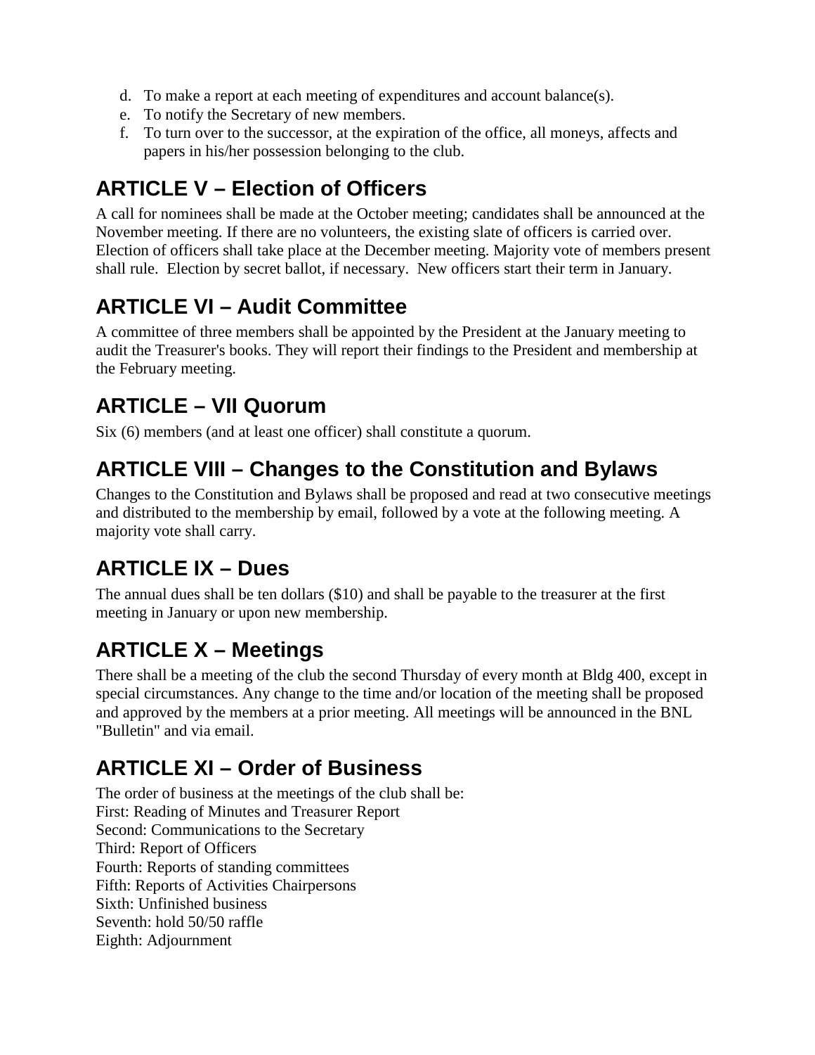d. To make a report at each meeting of expenditures and account balance(s).
e. To notify the Secretary of new members.
f. To turn over to the successor, at the expiration of the office, all moneys, affects and papers in his/her possession belonging to the club.

## ARTICLE V – Election of Officers

A call for nominees shall be made at the October meeting; candidates shall be announced at the November meeting. If there are no volunteers, the existing slate of officers is carried over. Election of officers shall take place at the December meeting. Majority vote of members present shall rule. Election by secret ballot, if necessary. New officers start their term in January.

## ARTICLE VI – Audit Committee

A committee of three members shall be appointed by the President at the January meeting to audit the Treasurer's books. They will report their findings to the President and membership at the February meeting.

## ARTICLE – VII Quorum

Six (6) members (and at least one officer) shall constitute a quorum.

## ARTICLE VIII – Changes to the Constitution and Bylaws

Changes to the Constitution and Bylaws shall be proposed and read at two consecutive meetings and distributed to the membership by email, followed by a vote at the following meeting. A majority vote shall carry.

## ARTICLE IX – Dues

The annual dues shall be ten dollars ($10) and shall be payable to the treasurer at the first meeting in January or upon new membership.

## ARTICLE X – Meetings

There shall be a meeting of the club the second Thursday of every month at Bldg 400, except in special circumstances. Any change to the time and/or location of the meeting shall be proposed and approved by the members at a prior meeting. All meetings will be announced in the BNL "Bulletin" and via email.

## ARTICLE XI – Order of Business

The order of business at the meetings of the club shall be:
First: Reading of Minutes and Treasurer Report
Second: Communications to the Secretary
Third: Report of Officers
Fourth: Reports of standing committees
Fifth: Reports of Activities Chairpersons
Sixth: Unfinished business
Seventh: hold 50/50 raffle
Eighth: Adjournment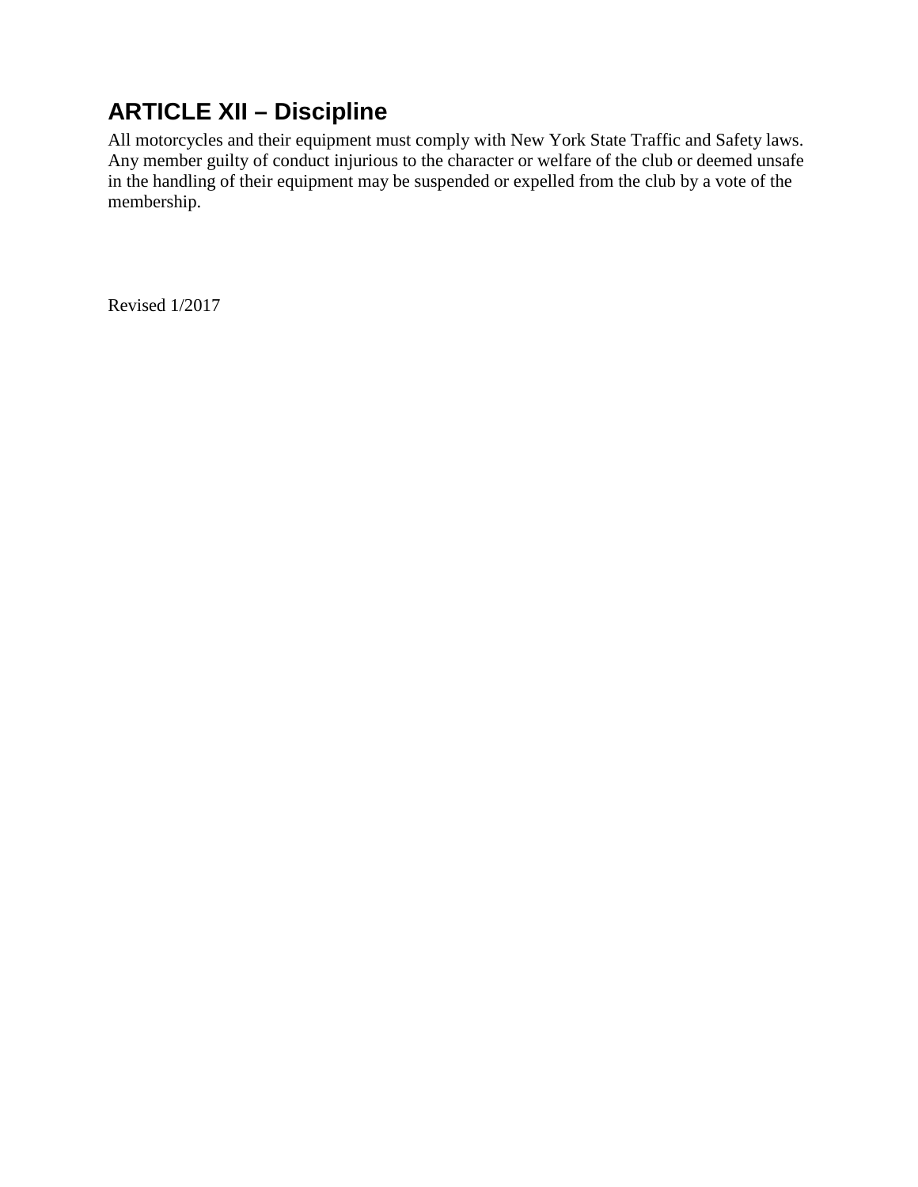## ARTICLE XII – Discipline

All motorcycles and their equipment must comply with New York State Traffic and Safety laws. Any member guilty of conduct injurious to the character or welfare of the club or deemed unsafe in the handling of their equipment may be suspended or expelled from the club by a vote of the membership.

Revised 1/2017